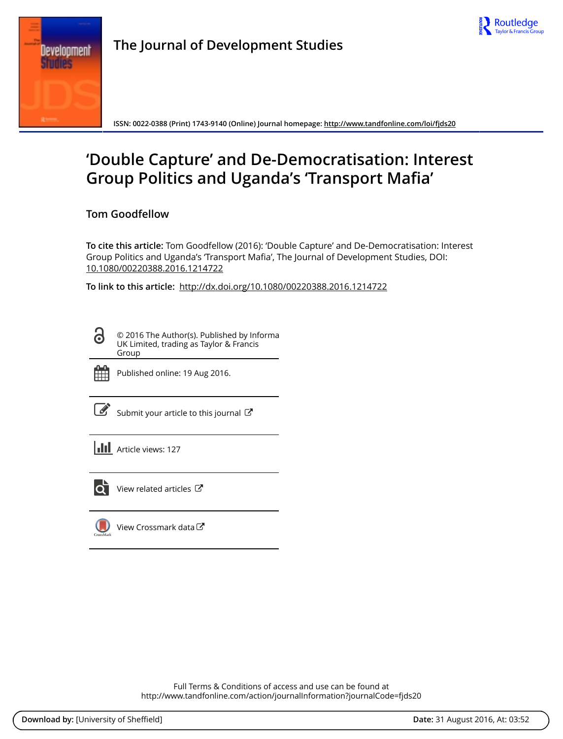The Journal of Development Studies

ISSN: 0022-0388 (Print) 1743-9140 (Online) Journal homepage: http://www.tandfonline.com/loi/fjds20

# 'Double Capture' and De-Democratisation: Interest Group Politics and Uganda's 'Transport Mafia'

Tom Goodfellow

**To cite this article:** Tom Goodfellow (2016): 'Double Capture' and De-Democratisation: Interest Group Politics and Uganda's 'Transport Mafia', The Journal of Development Studies, DOI: 10.1080/00220388.2016.1214722

**To link to this article:** http://dx.doi.org/10.1080/00220388.2016.1214722

© 2016 The Author(s). Published by Informa UK Limited, trading as Taylor & Francis Group

Published online: 19 Aug 2016.

Submit your article to this journal

Article views: 127

View related articles

View Crossmark data

Full Terms & Conditions of access and use can be found at
http://www.tandfonline.com/action/journalInformation?journalCode=fjds20

**Download by:** [University of Sheffield] **Date:** 31 August 2016, At: 03:52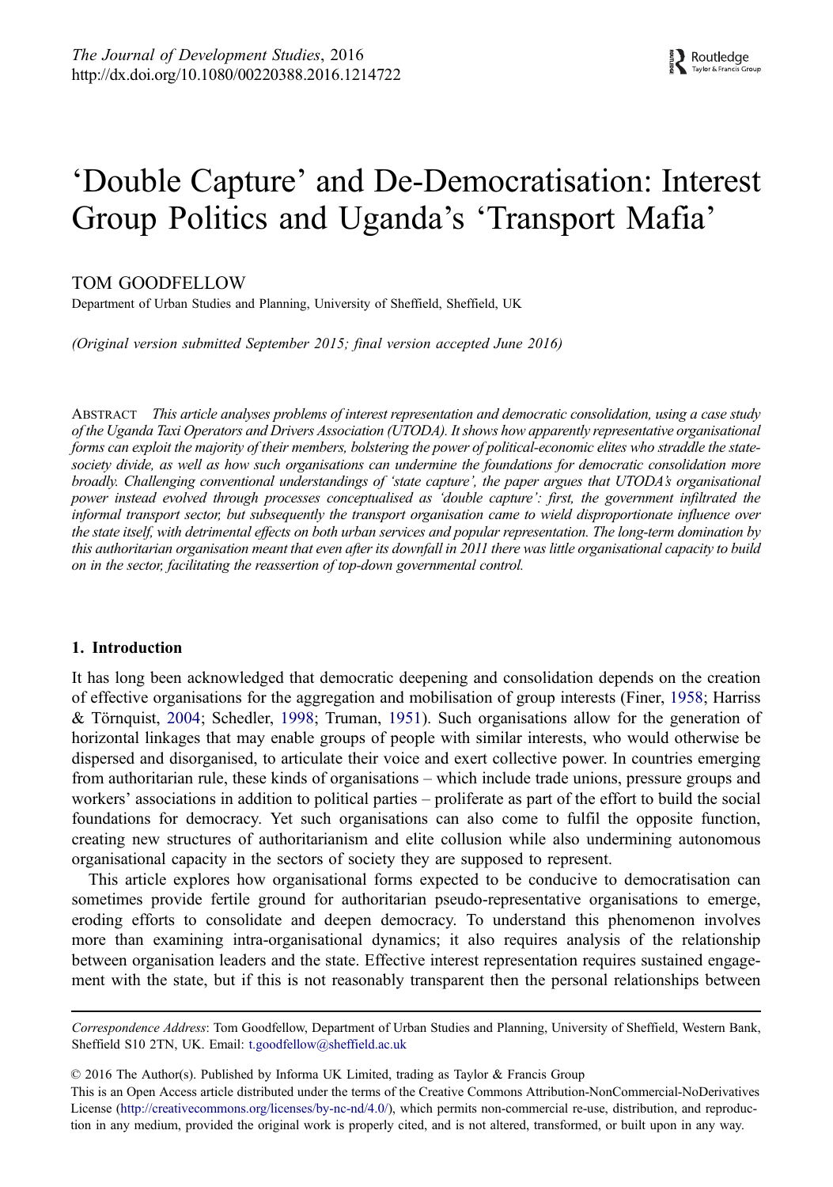# 'Double Capture' and De-Democratisation: Interest Group Politics and Uganda's 'Transport Mafia'

TOM GOODFELLOW

Department of Urban Studies and Planning, University of Sheffield, Sheffield, UK

*(Original version submitted September 2015; final version accepted June 2016)*

ABSTRACT *This article analyses problems of interest representation and democratic consolidation, using a case study of the Uganda Taxi Operators and Drivers Association (UTODA). It shows how apparently representative organisational forms can exploit the majority of their members, bolstering the power of political-economic elites who straddle the state-society divide, as well as how such organisations can undermine the foundations for democratic consolidation more broadly. Challenging conventional understandings of 'state capture', the paper argues that UTODA's organisational power instead evolved through processes conceptualised as 'double capture': first, the government infiltrated the informal transport sector, but subsequently the transport organisation came to wield disproportionate influence over the state itself, with detrimental effects on both urban services and popular representation. The long-term domination by this authoritarian organisation meant that even after its downfall in 2011 there was little organisational capacity to build on in the sector, facilitating the reassertion of top-down governmental control.*

## 1. Introduction

It has long been acknowledged that democratic deepening and consolidation depends on the creation of effective organisations for the aggregation and mobilisation of group interests (Finer, 1958; Harriss & Törnquist, 2004; Schedler, 1998; Truman, 1951). Such organisations allow for the generation of horizontal linkages that may enable groups of people with similar interests, who would otherwise be dispersed and disorganised, to articulate their voice and exert collective power. In countries emerging from authoritarian rule, these kinds of organisations – which include trade unions, pressure groups and workers' associations in addition to political parties – proliferate as part of the effort to build the social foundations for democracy. Yet such organisations can also come to fulfil the opposite function, creating new structures of authoritarianism and elite collusion while also undermining autonomous organisational capacity in the sectors of society they are supposed to represent.

This article explores how organisational forms expected to be conducive to democratisation can sometimes provide fertile ground for authoritarian pseudo-representative organisations to emerge, eroding efforts to consolidate and deepen democracy. To understand this phenomenon involves more than examining intra-organisational dynamics; it also requires analysis of the relationship between organisation leaders and the state. Effective interest representation requires sustained engagement with the state, but if this is not reasonably transparent then the personal relationships between

*Correspondence Address*: Tom Goodfellow, Department of Urban Studies and Planning, University of Sheffield, Western Bank, Sheffield S10 2TN, UK. Email: t.goodfellow@sheffield.ac.uk

© 2016 The Author(s). Published by Informa UK Limited, trading as Taylor & Francis Group

This is an Open Access article distributed under the terms of the Creative Commons Attribution-NonCommercial-NoDerivatives License (http://creativecommons.org/licenses/by-nc-nd/4.0/), which permits non-commercial re-use, distribution, and reproduction in any medium, provided the original work is properly cited, and is not altered, transformed, or built upon in any way.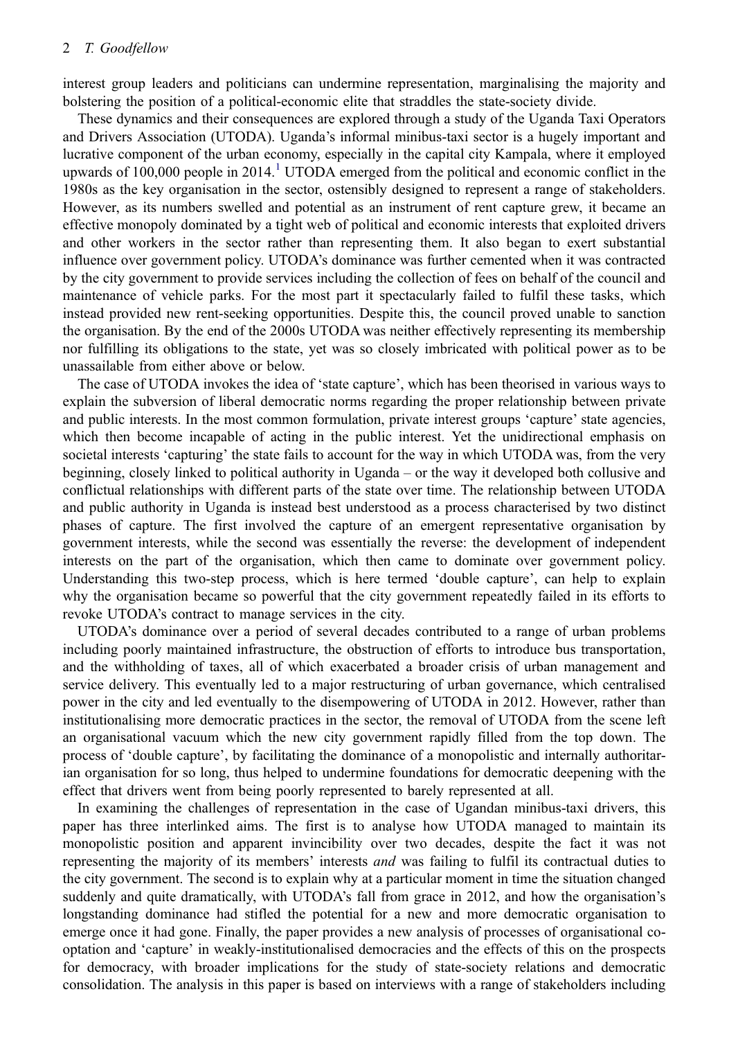interest group leaders and politicians can undermine representation, marginalising the majority and bolstering the position of a political-economic elite that straddles the state-society divide.

These dynamics and their consequences are explored through a study of the Uganda Taxi Operators and Drivers Association (UTODA). Uganda's informal minibus-taxi sector is a hugely important and lucrative component of the urban economy, especially in the capital city Kampala, where it employed upwards of 100,000 people in 2014.[1] UTODA emerged from the political and economic conflict in the 1980s as the key organisation in the sector, ostensibly designed to represent a range of stakeholders. However, as its numbers swelled and potential as an instrument of rent capture grew, it became an effective monopoly dominated by a tight web of political and economic interests that exploited drivers and other workers in the sector rather than representing them. It also began to exert substantial influence over government policy. UTODA's dominance was further cemented when it was contracted by the city government to provide services including the collection of fees on behalf of the council and maintenance of vehicle parks. For the most part it spectacularly failed to fulfil these tasks, which instead provided new rent-seeking opportunities. Despite this, the council proved unable to sanction the organisation. By the end of the 2000s UTODA was neither effectively representing its membership nor fulfilling its obligations to the state, yet was so closely imbricated with political power as to be unassailable from either above or below.

The case of UTODA invokes the idea of 'state capture', which has been theorised in various ways to explain the subversion of liberal democratic norms regarding the proper relationship between private and public interests. In the most common formulation, private interest groups 'capture' state agencies, which then become incapable of acting in the public interest. Yet the unidirectional emphasis on societal interests 'capturing' the state fails to account for the way in which UTODA was, from the very beginning, closely linked to political authority in Uganda – or the way it developed both collusive and conflictual relationships with different parts of the state over time. The relationship between UTODA and public authority in Uganda is instead best understood as a process characterised by two distinct phases of capture. The first involved the capture of an emergent representative organisation by government interests, while the second was essentially the reverse: the development of independent interests on the part of the organisation, which then came to dominate over government policy. Understanding this two-step process, which is here termed 'double capture', can help to explain why the organisation became so powerful that the city government repeatedly failed in its efforts to revoke UTODA's contract to manage services in the city.

UTODA's dominance over a period of several decades contributed to a range of urban problems including poorly maintained infrastructure, the obstruction of efforts to introduce bus transportation, and the withholding of taxes, all of which exacerbated a broader crisis of urban management and service delivery. This eventually led to a major restructuring of urban governance, which centralised power in the city and led eventually to the disempowering of UTODA in 2012. However, rather than institutionalising more democratic practices in the sector, the removal of UTODA from the scene left an organisational vacuum which the new city government rapidly filled from the top down. The process of 'double capture', by facilitating the dominance of a monopolistic and internally authoritarian organisation for so long, thus helped to undermine foundations for democratic deepening with the effect that drivers went from being poorly represented to barely represented at all.

In examining the challenges of representation in the case of Ugandan minibus-taxi drivers, this paper has three interlinked aims. The first is to analyse how UTODA managed to maintain its monopolistic position and apparent invincibility over two decades, despite the fact it was not representing the majority of its members' interests *and* was failing to fulfil its contractual duties to the city government. The second is to explain why at a particular moment in time the situation changed suddenly and quite dramatically, with UTODA's fall from grace in 2012, and how the organisation's longstanding dominance had stifled the potential for a new and more democratic organisation to emerge once it had gone. Finally, the paper provides a new analysis of processes of organisational co-optation and 'capture' in weakly-institutionalised democracies and the effects of this on the prospects for democracy, with broader implications for the study of state-society relations and democratic consolidation. The analysis in this paper is based on interviews with a range of stakeholders including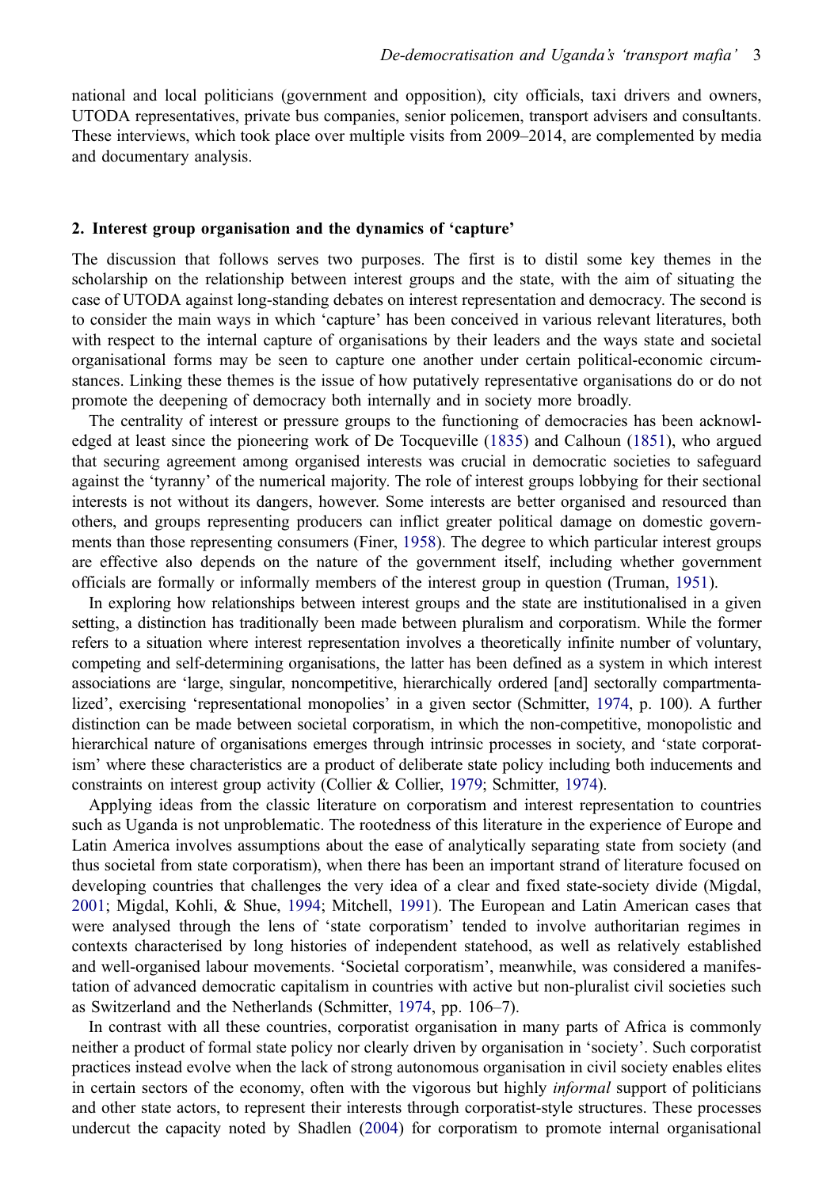national and local politicians (government and opposition), city officials, taxi drivers and owners, UTODA representatives, private bus companies, senior policemen, transport advisers and consultants. These interviews, which took place over multiple visits from 2009–2014, are complemented by media and documentary analysis.

## 2. Interest group organisation and the dynamics of 'capture'

The discussion that follows serves two purposes. The first is to distil some key themes in the scholarship on the relationship between interest groups and the state, with the aim of situating the case of UTODA against long-standing debates on interest representation and democracy. The second is to consider the main ways in which 'capture' has been conceived in various relevant literatures, both with respect to the internal capture of organisations by their leaders and the ways state and societal organisational forms may be seen to capture one another under certain political-economic circumstances. Linking these themes is the issue of how putatively representative organisations do or do not promote the deepening of democracy both internally and in society more broadly.

The centrality of interest or pressure groups to the functioning of democracies has been acknowledged at least since the pioneering work of De Tocqueville (1835) and Calhoun (1851), who argued that securing agreement among organised interests was crucial in democratic societies to safeguard against the 'tyranny' of the numerical majority. The role of interest groups lobbying for their sectional interests is not without its dangers, however. Some interests are better organised and resourced than others, and groups representing producers can inflict greater political damage on domestic governments than those representing consumers (Finer, 1958). The degree to which particular interest groups are effective also depends on the nature of the government itself, including whether government officials are formally or informally members of the interest group in question (Truman, 1951).

In exploring how relationships between interest groups and the state are institutionalised in a given setting, a distinction has traditionally been made between pluralism and corporatism. While the former refers to a situation where interest representation involves a theoretically infinite number of voluntary, competing and self-determining organisations, the latter has been defined as a system in which interest associations are 'large, singular, noncompetitive, hierarchically ordered [and] sectorally compartmentalized', exercising 'representational monopolies' in a given sector (Schmitter, 1974, p. 100). A further distinction can be made between societal corporatism, in which the non-competitive, monopolistic and hierarchical nature of organisations emerges through intrinsic processes in society, and 'state corporatism' where these characteristics are a product of deliberate state policy including both inducements and constraints on interest group activity (Collier & Collier, 1979; Schmitter, 1974).

Applying ideas from the classic literature on corporatism and interest representation to countries such as Uganda is not unproblematic. The rootedness of this literature in the experience of Europe and Latin America involves assumptions about the ease of analytically separating state from society (and thus societal from state corporatism), when there has been an important strand of literature focused on developing countries that challenges the very idea of a clear and fixed state-society divide (Migdal, 2001; Migdal, Kohli, & Shue, 1994; Mitchell, 1991). The European and Latin American cases that were analysed through the lens of 'state corporatism' tended to involve authoritarian regimes in contexts characterised by long histories of independent statehood, as well as relatively established and well-organised labour movements. 'Societal corporatism', meanwhile, was considered a manifestation of advanced democratic capitalism in countries with active but non-pluralist civil societies such as Switzerland and the Netherlands (Schmitter, 1974, pp. 106–7).

In contrast with all these countries, corporatist organisation in many parts of Africa is commonly neither a product of formal state policy nor clearly driven by organisation in 'society'. Such corporatist practices instead evolve when the lack of strong autonomous organisation in civil society enables elites in certain sectors of the economy, often with the vigorous but highly *informal* support of politicians and other state actors, to represent their interests through corporatist-style structures. These processes undercut the capacity noted by Shadlen (2004) for corporatism to promote internal organisational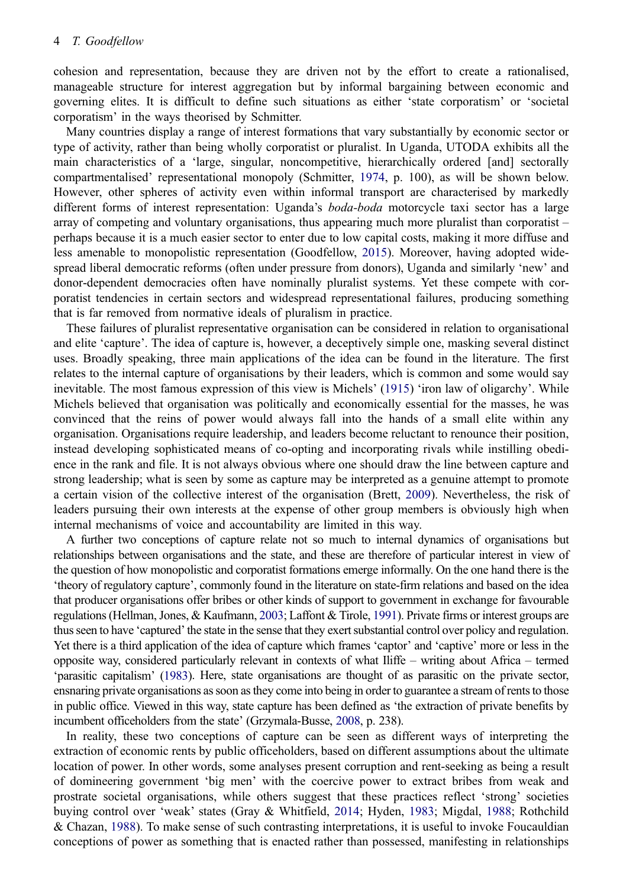cohesion and representation, because they are driven not by the effort to create a rationalised, manageable structure for interest aggregation but by informal bargaining between economic and governing elites. It is difficult to define such situations as either 'state corporatism' or 'societal corporatism' in the ways theorised by Schmitter.

Many countries display a range of interest formations that vary substantially by economic sector or type of activity, rather than being wholly corporatist or pluralist. In Uganda, UTODA exhibits all the main characteristics of a 'large, singular, noncompetitive, hierarchically ordered [and] sectorally compartmentalised' representational monopoly (Schmitter, 1974, p. 100), as will be shown below. However, other spheres of activity even within informal transport are characterised by markedly different forms of interest representation: Uganda's *boda-boda* motorcycle taxi sector has a large array of competing and voluntary organisations, thus appearing much more pluralist than corporatist – perhaps because it is a much easier sector to enter due to low capital costs, making it more diffuse and less amenable to monopolistic representation (Goodfellow, 2015). Moreover, having adopted widespread liberal democratic reforms (often under pressure from donors), Uganda and similarly 'new' and donor-dependent democracies often have nominally pluralist systems. Yet these compete with corporatist tendencies in certain sectors and widespread representational failures, producing something that is far removed from normative ideals of pluralism in practice.

These failures of pluralist representative organisation can be considered in relation to organisational and elite 'capture'. The idea of capture is, however, a deceptively simple one, masking several distinct uses. Broadly speaking, three main applications of the idea can be found in the literature. The first relates to the internal capture of organisations by their leaders, which is common and some would say inevitable. The most famous expression of this view is Michels' (1915) 'iron law of oligarchy'. While Michels believed that organisation was politically and economically essential for the masses, he was convinced that the reins of power would always fall into the hands of a small elite within any organisation. Organisations require leadership, and leaders become reluctant to renounce their position, instead developing sophisticated means of co-opting and incorporating rivals while instilling obedience in the rank and file. It is not always obvious where one should draw the line between capture and strong leadership; what is seen by some as capture may be interpreted as a genuine attempt to promote a certain vision of the collective interest of the organisation (Brett, 2009). Nevertheless, the risk of leaders pursuing their own interests at the expense of other group members is obviously high when internal mechanisms of voice and accountability are limited in this way.

A further two conceptions of capture relate not so much to internal dynamics of organisations but relationships between organisations and the state, and these are therefore of particular interest in view of the question of how monopolistic and corporatist formations emerge informally. On the one hand there is the 'theory of regulatory capture', commonly found in the literature on state-firm relations and based on the idea that producer organisations offer bribes or other kinds of support to government in exchange for favourable regulations (Hellman, Jones, & Kaufmann, 2003; Laffont & Tirole, 1991). Private firms or interest groups are thus seen to have 'captured' the state in the sense that they exert substantial control over policy and regulation. Yet there is a third application of the idea of capture which frames 'captor' and 'captive' more or less in the opposite way, considered particularly relevant in contexts of what Iliffe – writing about Africa – termed 'parasitic capitalism' (1983). Here, state organisations are thought of as parasitic on the private sector, ensnaring private organisations as soon as they come into being in order to guarantee a stream of rents to those in public office. Viewed in this way, state capture has been defined as 'the extraction of private benefits by incumbent officeholders from the state' (Grzymala-Busse, 2008, p. 238).

In reality, these two conceptions of capture can be seen as different ways of interpreting the extraction of economic rents by public officeholders, based on different assumptions about the ultimate location of power. In other words, some analyses present corruption and rent-seeking as being a result of domineering government 'big men' with the coercive power to extract bribes from weak and prostrate societal organisations, while others suggest that these practices reflect 'strong' societies buying control over 'weak' states (Gray & Whitfield, 2014; Hyden, 1983; Migdal, 1988; Rothchild & Chazan, 1988). To make sense of such contrasting interpretations, it is useful to invoke Foucauldian conceptions of power as something that is enacted rather than possessed, manifesting in relationships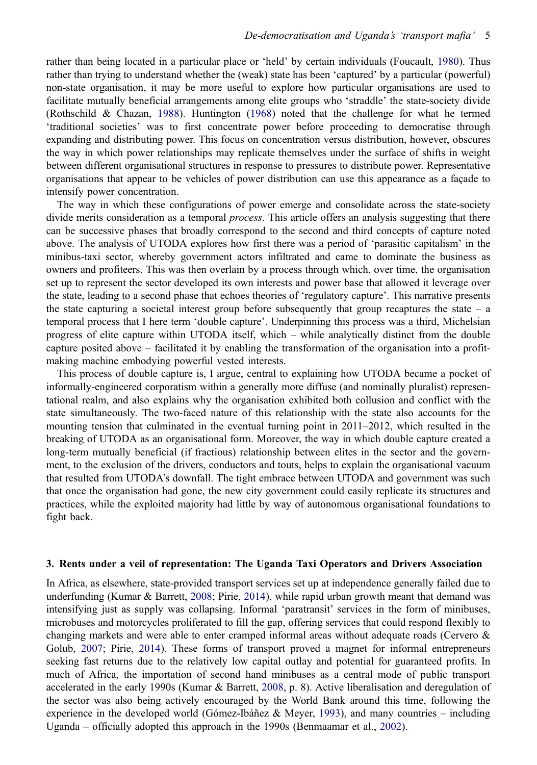rather than being located in a particular place or 'held' by certain individuals (Foucault, 1980). Thus rather than trying to understand whether the (weak) state has been 'captured' by a particular (powerful) non-state organisation, it may be more useful to explore how particular organisations are used to facilitate mutually beneficial arrangements among elite groups who 'straddle' the state-society divide (Rothschild & Chazan, 1988). Huntington (1968) noted that the challenge for what he termed 'traditional societies' was to first concentrate power before proceeding to democratise through expanding and distributing power. This focus on concentration versus distribution, however, obscures the way in which power relationships may replicate themselves under the surface of shifts in weight between different organisational structures in response to pressures to distribute power. Representative organisations that appear to be vehicles of power distribution can use this appearance as a façade to intensify power concentration.

The way in which these configurations of power emerge and consolidate across the state-society divide merits consideration as a temporal *process*. This article offers an analysis suggesting that there can be successive phases that broadly correspond to the second and third concepts of capture noted above. The analysis of UTODA explores how first there was a period of 'parasitic capitalism' in the minibus-taxi sector, whereby government actors infiltrated and came to dominate the business as owners and profiteers. This was then overlain by a process through which, over time, the organisation set up to represent the sector developed its own interests and power base that allowed it leverage over the state, leading to a second phase that echoes theories of 'regulatory capture'. This narrative presents the state capturing a societal interest group before subsequently that group recaptures the state – a temporal process that I here term 'double capture'. Underpinning this process was a third, Michelsian progress of elite capture within UTODA itself, which – while analytically distinct from the double capture posited above – facilitated it by enabling the transformation of the organisation into a profit-making machine embodying powerful vested interests.

This process of double capture is, I argue, central to explaining how UTODA became a pocket of informally-engineered corporatism within a generally more diffuse (and nominally pluralist) representational realm, and also explains why the organisation exhibited both collusion and conflict with the state simultaneously. The two-faced nature of this relationship with the state also accounts for the mounting tension that culminated in the eventual turning point in 2011–2012, which resulted in the breaking of UTODA as an organisational form. Moreover, the way in which double capture created a long-term mutually beneficial (if fractious) relationship between elites in the sector and the government, to the exclusion of the drivers, conductors and touts, helps to explain the organisational vacuum that resulted from UTODA's downfall. The tight embrace between UTODA and government was such that once the organisation had gone, the new city government could easily replicate its structures and practices, while the exploited majority had little by way of autonomous organisational foundations to fight back.

## 3. Rents under a veil of representation: The Uganda Taxi Operators and Drivers Association

In Africa, as elsewhere, state-provided transport services set up at independence generally failed due to underfunding (Kumar & Barrett, 2008; Pirie, 2014), while rapid urban growth meant that demand was intensifying just as supply was collapsing. Informal 'paratransit' services in the form of minibuses, microbuses and motorcycles proliferated to fill the gap, offering services that could respond flexibly to changing markets and were able to enter cramped informal areas without adequate roads (Cervero & Golub, 2007; Pirie, 2014). These forms of transport proved a magnet for informal entrepreneurs seeking fast returns due to the relatively low capital outlay and potential for guaranteed profits. In much of Africa, the importation of second hand minibuses as a central mode of public transport accelerated in the early 1990s (Kumar & Barrett, 2008, p. 8). Active liberalisation and deregulation of the sector was also being actively encouraged by the World Bank around this time, following the experience in the developed world (Gómez-Ibáñez & Meyer, 1993), and many countries – including Uganda – officially adopted this approach in the 1990s (Benmaamar et al., 2002).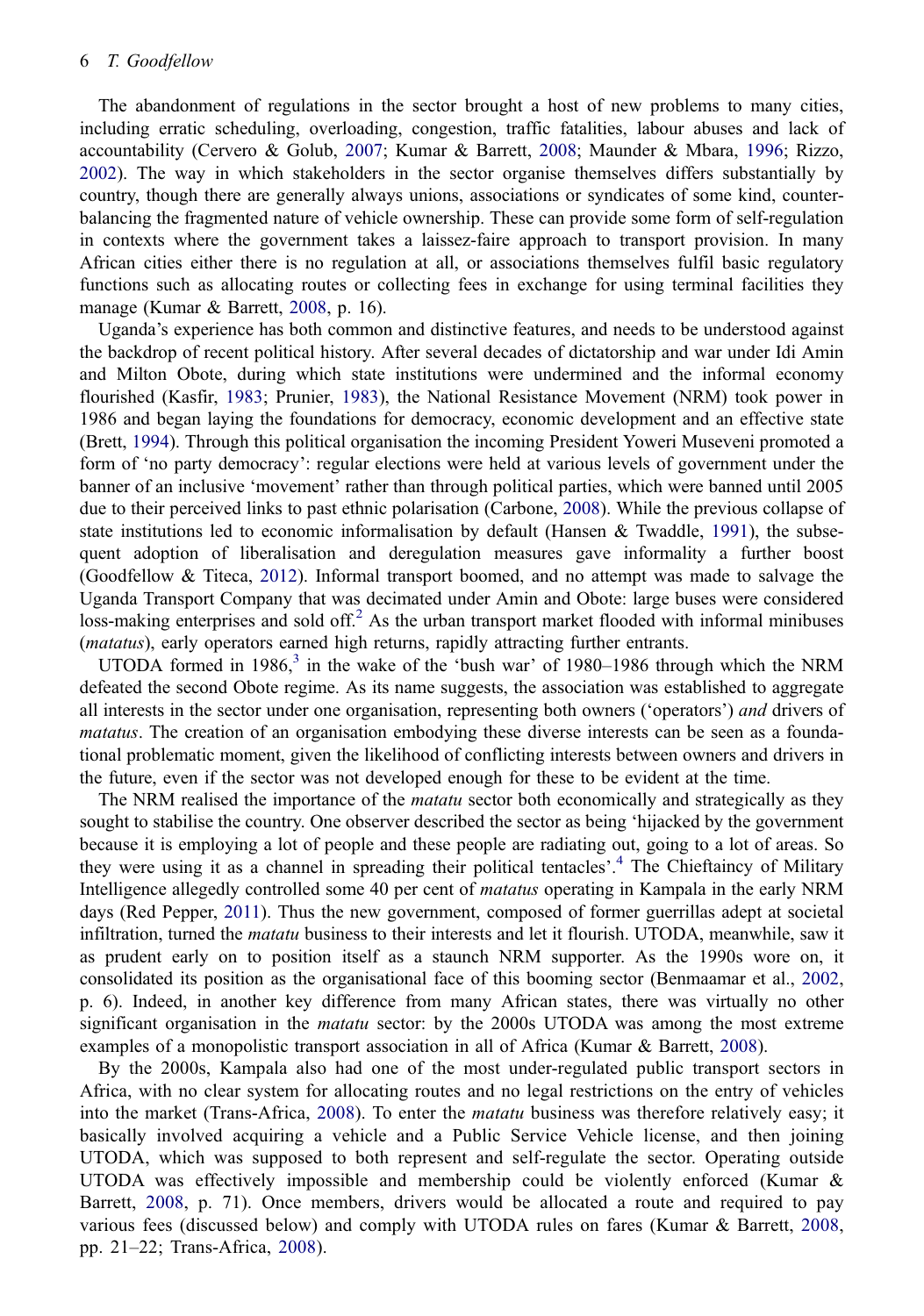The abandonment of regulations in the sector brought a host of new problems to many cities, including erratic scheduling, overloading, congestion, traffic fatalities, labour abuses and lack of accountability (Cervero & Golub, 2007; Kumar & Barrett, 2008; Maunder & Mbara, 1996; Rizzo, 2002). The way in which stakeholders in the sector organise themselves differs substantially by country, though there are generally always unions, associations or syndicates of some kind, counterbalancing the fragmented nature of vehicle ownership. These can provide some form of self-regulation in contexts where the government takes a laissez-faire approach to transport provision. In many African cities either there is no regulation at all, or associations themselves fulfil basic regulatory functions such as allocating routes or collecting fees in exchange for using terminal facilities they manage (Kumar & Barrett, 2008, p. 16).

Uganda's experience has both common and distinctive features, and needs to be understood against the backdrop of recent political history. After several decades of dictatorship and war under Idi Amin and Milton Obote, during which state institutions were undermined and the informal economy flourished (Kasfir, 1983; Prunier, 1983), the National Resistance Movement (NRM) took power in 1986 and began laying the foundations for democracy, economic development and an effective state (Brett, 1994). Through this political organisation the incoming President Yoweri Museveni promoted a form of 'no party democracy': regular elections were held at various levels of government under the banner of an inclusive 'movement' rather than through political parties, which were banned until 2005 due to their perceived links to past ethnic polarisation (Carbone, 2008). While the previous collapse of state institutions led to economic informalisation by default (Hansen & Twaddle, 1991), the subsequent adoption of liberalisation and deregulation measures gave informality a further boost (Goodfellow & Titeca, 2012). Informal transport boomed, and no attempt was made to salvage the Uganda Transport Company that was decimated under Amin and Obote: large buses were considered loss-making enterprises and sold off.[2] As the urban transport market flooded with informal minibuses (*matatus*), early operators earned high returns, rapidly attracting further entrants.

UTODA formed in 1986,[3] in the wake of the 'bush war' of 1980–1986 through which the NRM defeated the second Obote regime. As its name suggests, the association was established to aggregate all interests in the sector under one organisation, representing both owners ('operators') *and* drivers of *matatus*. The creation of an organisation embodying these diverse interests can be seen as a foundational problematic moment, given the likelihood of conflicting interests between owners and drivers in the future, even if the sector was not developed enough for these to be evident at the time.

The NRM realised the importance of the *matatu* sector both economically and strategically as they sought to stabilise the country. One observer described the sector as being 'hijacked by the government because it is employing a lot of people and these people are radiating out, going to a lot of areas. So they were using it as a channel in spreading their political tentacles'.[4] The Chieftaincy of Military Intelligence allegedly controlled some 40 per cent of *matatus* operating in Kampala in the early NRM days (Red Pepper, 2011). Thus the new government, composed of former guerrillas adept at societal infiltration, turned the *matatu* business to their interests and let it flourish. UTODA, meanwhile, saw it as prudent early on to position itself as a staunch NRM supporter. As the 1990s wore on, it consolidated its position as the organisational face of this booming sector (Benmaamar et al., 2002, p. 6). Indeed, in another key difference from many African states, there was virtually no other significant organisation in the *matatu* sector: by the 2000s UTODA was among the most extreme examples of a monopolistic transport association in all of Africa (Kumar & Barrett, 2008).

By the 2000s, Kampala also had one of the most under-regulated public transport sectors in Africa, with no clear system for allocating routes and no legal restrictions on the entry of vehicles into the market (Trans-Africa, 2008). To enter the *matatu* business was therefore relatively easy; it basically involved acquiring a vehicle and a Public Service Vehicle license, and then joining UTODA, which was supposed to both represent and self-regulate the sector. Operating outside UTODA was effectively impossible and membership could be violently enforced (Kumar & Barrett, 2008, p. 71). Once members, drivers would be allocated a route and required to pay various fees (discussed below) and comply with UTODA rules on fares (Kumar & Barrett, 2008, pp. 21–22; Trans-Africa, 2008).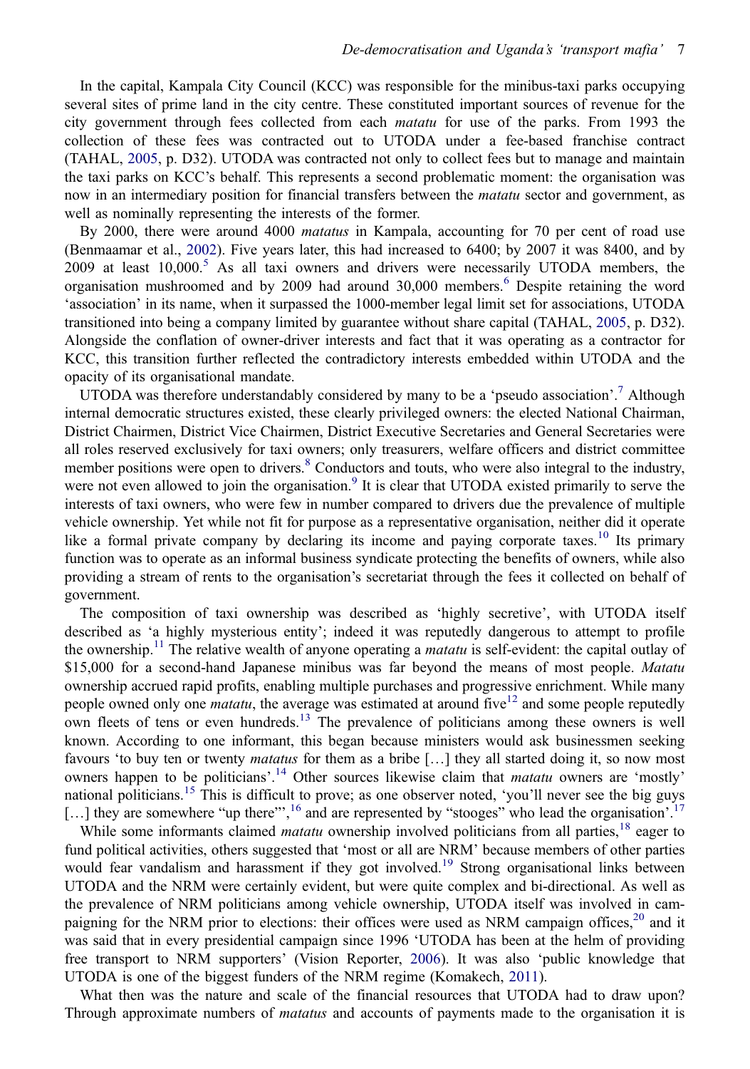In the capital, Kampala City Council (KCC) was responsible for the minibus-taxi parks occupying several sites of prime land in the city centre. These constituted important sources of revenue for the city government through fees collected from each *matatu* for use of the parks. From 1993 the collection of these fees was contracted out to UTODA under a fee-based franchise contract (TAHAL, 2005, p. D32). UTODA was contracted not only to collect fees but to manage and maintain the taxi parks on KCC's behalf. This represents a second problematic moment: the organisation was now in an intermediary position for financial transfers between the *matatu* sector and government, as well as nominally representing the interests of the former.

By 2000, there were around 4000 *matatus* in Kampala, accounting for 70 per cent of road use (Benmaamar et al., 2002). Five years later, this had increased to 6400; by 2007 it was 8400, and by 2009 at least 10,000.[5] As all taxi owners and drivers were necessarily UTODA members, the organisation mushroomed and by 2009 had around 30,000 members.[6] Despite retaining the word 'association' in its name, when it surpassed the 1000-member legal limit set for associations, UTODA transitioned into being a company limited by guarantee without share capital (TAHAL, 2005, p. D32). Alongside the conflation of owner-driver interests and fact that it was operating as a contractor for KCC, this transition further reflected the contradictory interests embedded within UTODA and the opacity of its organisational mandate.

UTODA was therefore understandably considered by many to be a 'pseudo association'.[7] Although internal democratic structures existed, these clearly privileged owners: the elected National Chairman, District Chairmen, District Vice Chairmen, District Executive Secretaries and General Secretaries were all roles reserved exclusively for taxi owners; only treasurers, welfare officers and district committee member positions were open to drivers.[8] Conductors and touts, who were also integral to the industry, were not even allowed to join the organisation.[9] It is clear that UTODA existed primarily to serve the interests of taxi owners, who were few in number compared to drivers due the prevalence of multiple vehicle ownership. Yet while not fit for purpose as a representative organisation, neither did it operate like a formal private company by declaring its income and paying corporate taxes.[10] Its primary function was to operate as an informal business syndicate protecting the benefits of owners, while also providing a stream of rents to the organisation's secretariat through the fees it collected on behalf of government.

The composition of taxi ownership was described as 'highly secretive', with UTODA itself described as 'a highly mysterious entity'; indeed it was reputedly dangerous to attempt to profile the ownership.[11] The relative wealth of anyone operating a *matatu* is self-evident: the capital outlay of $15,000 for a second-hand Japanese minibus was far beyond the means of most people. *Matatu* ownership accrued rapid profits, enabling multiple purchases and progressive enrichment. While many people owned only one *matatu*, the average was estimated at around five[12] and some people reputedly own fleets of tens or even hundreds.[13] The prevalence of politicians among these owners is well known. According to one informant, this began because ministers would ask businessmen seeking favours 'to buy ten or twenty *matatus* for them as a bribe […] they all started doing it, so now most owners happen to be politicians'.[14] Other sources likewise claim that *matatu* owners are 'mostly' national politicians.[15] This is difficult to prove; as one observer noted, 'you'll never see the big guys […] they are somewhere "up there"',[16] and are represented by "stooges" who lead the organisation'.[17]

While some informants claimed *matatu* ownership involved politicians from all parties,[18] eager to fund political activities, others suggested that 'most or all are NRM' because members of other parties would fear vandalism and harassment if they got involved.[19] Strong organisational links between UTODA and the NRM were certainly evident, but were quite complex and bi-directional. As well as the prevalence of NRM politicians among vehicle ownership, UTODA itself was involved in campaigning for the NRM prior to elections: their offices were used as NRM campaign offices,[20] and it was said that in every presidential campaign since 1996 'UTODA has been at the helm of providing free transport to NRM supporters' (Vision Reporter, 2006). It was also 'public knowledge that UTODA is one of the biggest funders of the NRM regime (Komakech, 2011).

What then was the nature and scale of the financial resources that UTODA had to draw upon? Through approximate numbers of *matatus* and accounts of payments made to the organisation it is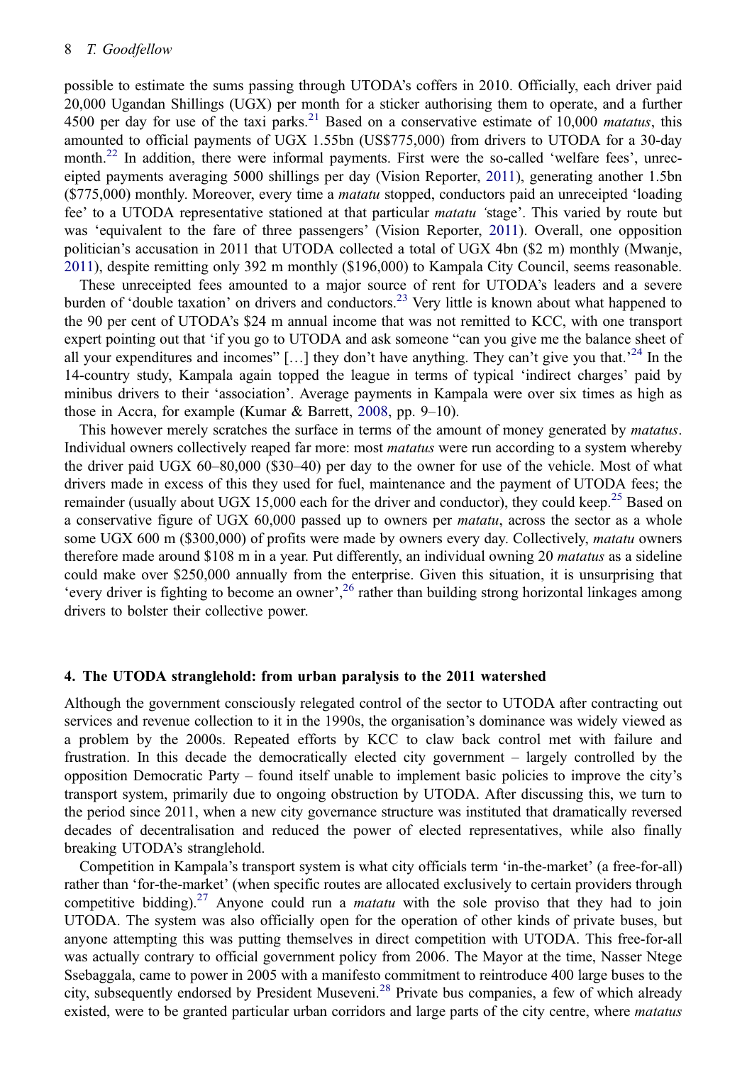possible to estimate the sums passing through UTODA's coffers in 2010. Officially, each driver paid 20,000 Ugandan Shillings (UGX) per month for a sticker authorising them to operate, and a further 4500 per day for use of the taxi parks.[21] Based on a conservative estimate of 10,000 *matatus*, this amounted to official payments of UGX 1.55bn (US$775,000) from drivers to UTODA for a 30-day month.[22] In addition, there were informal payments. First were the so-called 'welfare fees', unreceipted payments averaging 5000 shillings per day (Vision Reporter, 2011), generating another 1.5bn ($775,000) monthly. Moreover, every time a *matatu* stopped, conductors paid an unreceipted 'loading fee' to a UTODA representative stationed at that particular *matatu* 'stage'. This varied by route but was 'equivalent to the fare of three passengers' (Vision Reporter, 2011). Overall, one opposition politician's accusation in 2011 that UTODA collected a total of UGX 4bn ($2 m) monthly (Mwanje, 2011), despite remitting only 392 m monthly ($196,000) to Kampala City Council, seems reasonable.

These unreceipted fees amounted to a major source of rent for UTODA's leaders and a severe burden of 'double taxation' on drivers and conductors.[23] Very little is known about what happened to the 90 per cent of UTODA's $24 m annual income that was not remitted to KCC, with one transport expert pointing out that 'if you go to UTODA and ask someone "can you give me the balance sheet of all your expenditures and incomes" […] they don't have anything. They can't give you that.'[24] In the 14-country study, Kampala again topped the league in terms of typical 'indirect charges' paid by minibus drivers to their 'association'. Average payments in Kampala were over six times as high as those in Accra, for example (Kumar & Barrett, 2008, pp. 9–10).

This however merely scratches the surface in terms of the amount of money generated by *matatus*. Individual owners collectively reaped far more: most *matatus* were run according to a system whereby the driver paid UGX 60–80,000 ($30–40) per day to the owner for use of the vehicle. Most of what drivers made in excess of this they used for fuel, maintenance and the payment of UTODA fees; the remainder (usually about UGX 15,000 each for the driver and conductor), they could keep.[25] Based on a conservative figure of UGX 60,000 passed up to owners per *matatu*, across the sector as a whole some UGX 600 m ($300,000) of profits were made by owners every day. Collectively, *matatu* owners therefore made around $108 m in a year. Put differently, an individual owning 20 *matatus* as a sideline could make over $250,000 annually from the enterprise. Given this situation, it is unsurprising that 'every driver is fighting to become an owner',[26] rather than building strong horizontal linkages among drivers to bolster their collective power.

## 4. The UTODA stranglehold: from urban paralysis to the 2011 watershed

Although the government consciously relegated control of the sector to UTODA after contracting out services and revenue collection to it in the 1990s, the organisation's dominance was widely viewed as a problem by the 2000s. Repeated efforts by KCC to claw back control met with failure and frustration. In this decade the democratically elected city government – largely controlled by the opposition Democratic Party – found itself unable to implement basic policies to improve the city's transport system, primarily due to ongoing obstruction by UTODA. After discussing this, we turn to the period since 2011, when a new city governance structure was instituted that dramatically reversed decades of decentralisation and reduced the power of elected representatives, while also finally breaking UTODA's stranglehold.

Competition in Kampala's transport system is what city officials term 'in-the-market' (a free-for-all) rather than 'for-the-market' (when specific routes are allocated exclusively to certain providers through competitive bidding).[27] Anyone could run a *matatu* with the sole proviso that they had to join UTODA. The system was also officially open for the operation of other kinds of private buses, but anyone attempting this was putting themselves in direct competition with UTODA. This free-for-all was actually contrary to official government policy from 2006. The Mayor at the time, Nasser Ntege Ssebaggala, came to power in 2005 with a manifesto commitment to reintroduce 400 large buses to the city, subsequently endorsed by President Museveni.[28] Private bus companies, a few of which already existed, were to be granted particular urban corridors and large parts of the city centre, where *matatus*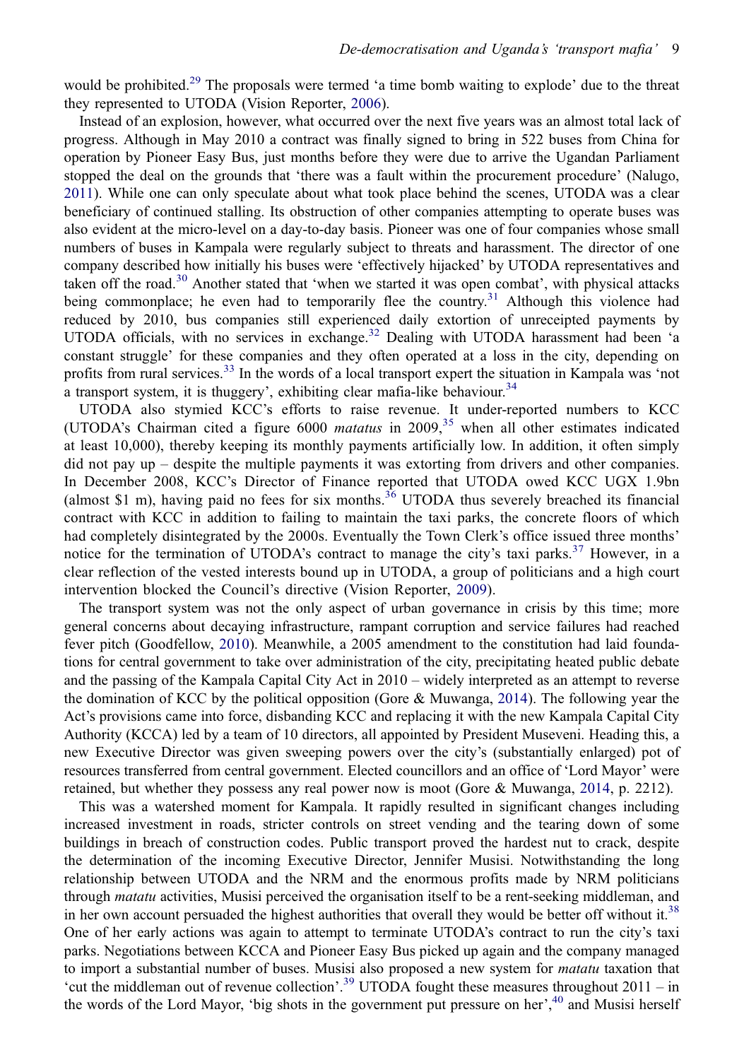would be prohibited.[29] The proposals were termed 'a time bomb waiting to explode' due to the threat they represented to UTODA (Vision Reporter, 2006).

Instead of an explosion, however, what occurred over the next five years was an almost total lack of progress. Although in May 2010 a contract was finally signed to bring in 522 buses from China for operation by Pioneer Easy Bus, just months before they were due to arrive the Ugandan Parliament stopped the deal on the grounds that 'there was a fault within the procurement procedure' (Nalugo, 2011). While one can only speculate about what took place behind the scenes, UTODA was a clear beneficiary of continued stalling. Its obstruction of other companies attempting to operate buses was also evident at the micro-level on a day-to-day basis. Pioneer was one of four companies whose small numbers of buses in Kampala were regularly subject to threats and harassment. The director of one company described how initially his buses were 'effectively hijacked' by UTODA representatives and taken off the road.[30] Another stated that 'when we started it was open combat', with physical attacks being commonplace; he even had to temporarily flee the country.[31] Although this violence had reduced by 2010, bus companies still experienced daily extortion of unreceipted payments by UTODA officials, with no services in exchange.[32] Dealing with UTODA harassment had been 'a constant struggle' for these companies and they often operated at a loss in the city, depending on profits from rural services.[33] In the words of a local transport expert the situation in Kampala was 'not a transport system, it is thuggery', exhibiting clear mafia-like behaviour.[34]

UTODA also stymied KCC's efforts to raise revenue. It under-reported numbers to KCC (UTODA's Chairman cited a figure 6000 *matatus* in 2009,[35] when all other estimates indicated at least 10,000), thereby keeping its monthly payments artificially low. In addition, it often simply did not pay up – despite the multiple payments it was extorting from drivers and other companies. In December 2008, KCC's Director of Finance reported that UTODA owed KCC UGX 1.9bn (almost \$1 m), having paid no fees for six months.[36] UTODA thus severely breached its financial contract with KCC in addition to failing to maintain the taxi parks, the concrete floors of which had completely disintegrated by the 2000s. Eventually the Town Clerk's office issued three months' notice for the termination of UTODA's contract to manage the city's taxi parks.[37] However, in a clear reflection of the vested interests bound up in UTODA, a group of politicians and a high court intervention blocked the Council's directive (Vision Reporter, 2009).

The transport system was not the only aspect of urban governance in crisis by this time; more general concerns about decaying infrastructure, rampant corruption and service failures had reached fever pitch (Goodfellow, 2010). Meanwhile, a 2005 amendment to the constitution had laid foundations for central government to take over administration of the city, precipitating heated public debate and the passing of the Kampala Capital City Act in 2010 – widely interpreted as an attempt to reverse the domination of KCC by the political opposition (Gore & Muwanga, 2014). The following year the Act's provisions came into force, disbanding KCC and replacing it with the new Kampala Capital City Authority (KCCA) led by a team of 10 directors, all appointed by President Museveni. Heading this, a new Executive Director was given sweeping powers over the city's (substantially enlarged) pot of resources transferred from central government. Elected councillors and an office of 'Lord Mayor' were retained, but whether they possess any real power now is moot (Gore & Muwanga, 2014, p. 2212).

This was a watershed moment for Kampala. It rapidly resulted in significant changes including increased investment in roads, stricter controls on street vending and the tearing down of some buildings in breach of construction codes. Public transport proved the hardest nut to crack, despite the determination of the incoming Executive Director, Jennifer Musisi. Notwithstanding the long relationship between UTODA and the NRM and the enormous profits made by NRM politicians through *matatu* activities, Musisi perceived the organisation itself to be a rent-seeking middleman, and in her own account persuaded the highest authorities that overall they would be better off without it.[38] One of her early actions was again to attempt to terminate UTODA's contract to run the city's taxi parks. Negotiations between KCCA and Pioneer Easy Bus picked up again and the company managed to import a substantial number of buses. Musisi also proposed a new system for *matatu* taxation that 'cut the middleman out of revenue collection'.[39] UTODA fought these measures throughout 2011 – in the words of the Lord Mayor, 'big shots in the government put pressure on her',[40] and Musisi herself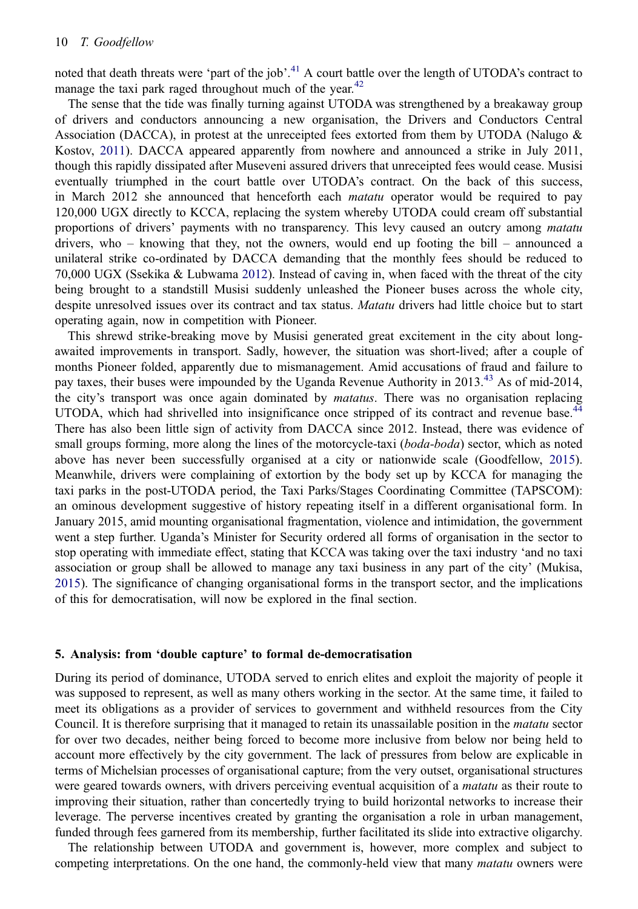noted that death threats were 'part of the job'.[41] A court battle over the length of UTODA's contract to manage the taxi park raged throughout much of the year.[42]

The sense that the tide was finally turning against UTODA was strengthened by a breakaway group of drivers and conductors announcing a new organisation, the Drivers and Conductors Central Association (DACCA), in protest at the unreceipted fees extorted from them by UTODA (Nalugo & Kostov, 2011). DACCA appeared apparently from nowhere and announced a strike in July 2011, though this rapidly dissipated after Museveni assured drivers that unreceipted fees would cease. Musisi eventually triumphed in the court battle over UTODA's contract. On the back of this success, in March 2012 she announced that henceforth each *matatu* operator would be required to pay 120,000 UGX directly to KCCA, replacing the system whereby UTODA could cream off substantial proportions of drivers' payments with no transparency. This levy caused an outcry among *matatu* drivers, who – knowing that they, not the owners, would end up footing the bill – announced a unilateral strike co-ordinated by DACCA demanding that the monthly fees should be reduced to 70,000 UGX (Ssekika & Lubwama 2012). Instead of caving in, when faced with the threat of the city being brought to a standstill Musisi suddenly unleashed the Pioneer buses across the whole city, despite unresolved issues over its contract and tax status. *Matatu* drivers had little choice but to start operating again, now in competition with Pioneer.

This shrewd strike-breaking move by Musisi generated great excitement in the city about long-awaited improvements in transport. Sadly, however, the situation was short-lived; after a couple of months Pioneer folded, apparently due to mismanagement. Amid accusations of fraud and failure to pay taxes, their buses were impounded by the Uganda Revenue Authority in 2013.[43] As of mid-2014, the city's transport was once again dominated by *matatus*. There was no organisation replacing UTODA, which had shrivelled into insignificance once stripped of its contract and revenue base.[44] There has also been little sign of activity from DACCA since 2012. Instead, there was evidence of small groups forming, more along the lines of the motorcycle-taxi (*boda-boda*) sector, which as noted above has never been successfully organised at a city or nationwide scale (Goodfellow, 2015). Meanwhile, drivers were complaining of extortion by the body set up by KCCA for managing the taxi parks in the post-UTODA period, the Taxi Parks/Stages Coordinating Committee (TAPSCOM): an ominous development suggestive of history repeating itself in a different organisational form. In January 2015, amid mounting organisational fragmentation, violence and intimidation, the government went a step further. Uganda's Minister for Security ordered all forms of organisation in the sector to stop operating with immediate effect, stating that KCCA was taking over the taxi industry 'and no taxi association or group shall be allowed to manage any taxi business in any part of the city' (Mukisa, 2015). The significance of changing organisational forms in the transport sector, and the implications of this for democratisation, will now be explored in the final section.

## 5. Analysis: from 'double capture' to formal de-democratisation

During its period of dominance, UTODA served to enrich elites and exploit the majority of people it was supposed to represent, as well as many others working in the sector. At the same time, it failed to meet its obligations as a provider of services to government and withheld resources from the City Council. It is therefore surprising that it managed to retain its unassailable position in the *matatu* sector for over two decades, neither being forced to become more inclusive from below nor being held to account more effectively by the city government. The lack of pressures from below are explicable in terms of Michelsian processes of organisational capture; from the very outset, organisational structures were geared towards owners, with drivers perceiving eventual acquisition of a *matatu* as their route to improving their situation, rather than concertedly trying to build horizontal networks to increase their leverage. The perverse incentives created by granting the organisation a role in urban management, funded through fees garnered from its membership, further facilitated its slide into extractive oligarchy.

The relationship between UTODA and government is, however, more complex and subject to competing interpretations. On the one hand, the commonly-held view that many *matatu* owners were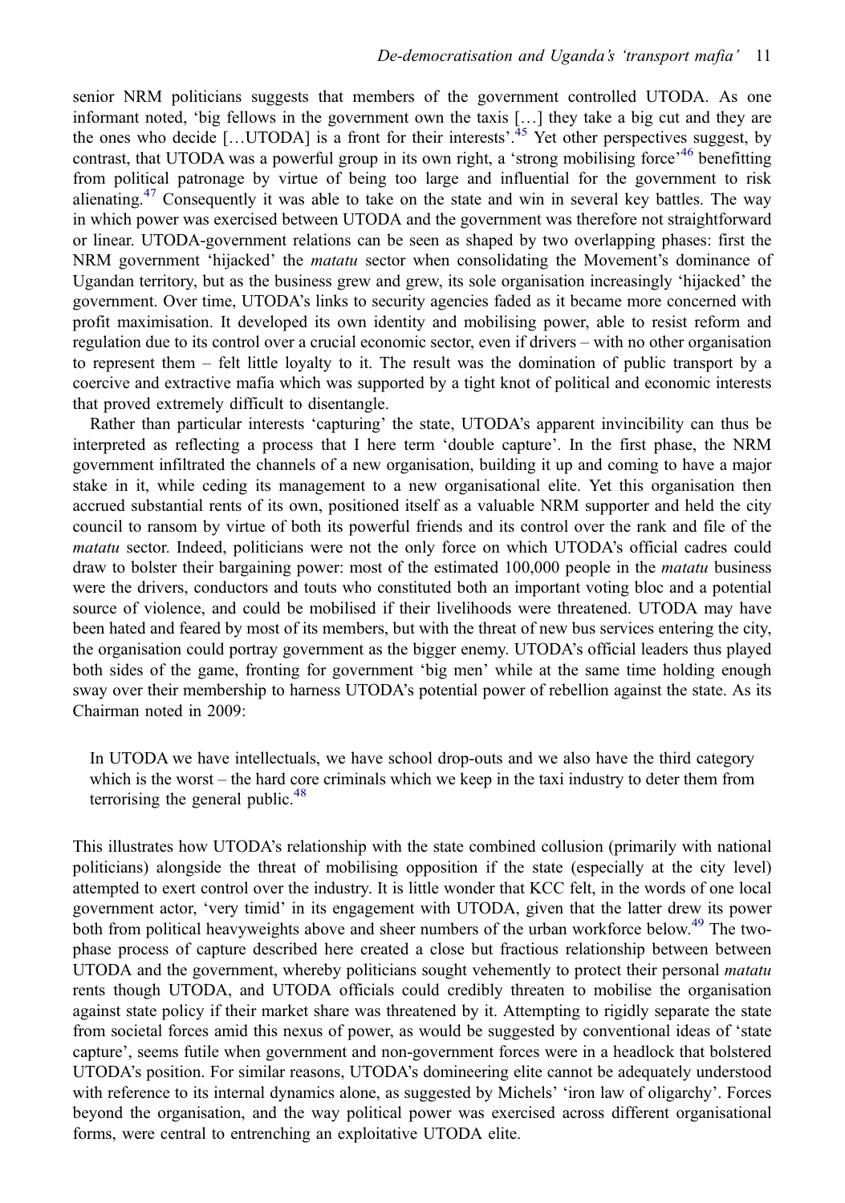senior NRM politicians suggests that members of the government controlled UTODA. As one informant noted, 'big fellows in the government own the taxis […] they take a big cut and they are the ones who decide […UTODA] is a front for their interests'.[45] Yet other perspectives suggest, by contrast, that UTODA was a powerful group in its own right, a 'strong mobilising force'[46] benefitting from political patronage by virtue of being too large and influential for the government to risk alienating.[47] Consequently it was able to take on the state and win in several key battles. The way in which power was exercised between UTODA and the government was therefore not straightforward or linear. UTODA-government relations can be seen as shaped by two overlapping phases: first the NRM government 'hijacked' the *matatu* sector when consolidating the Movement's dominance of Ugandan territory, but as the business grew and grew, its sole organisation increasingly 'hijacked' the government. Over time, UTODA's links to security agencies faded as it became more concerned with profit maximisation. It developed its own identity and mobilising power, able to resist reform and regulation due to its control over a crucial economic sector, even if drivers – with no other organisation to represent them – felt little loyalty to it. The result was the domination of public transport by a coercive and extractive mafia which was supported by a tight knot of political and economic interests that proved extremely difficult to disentangle.

Rather than particular interests 'capturing' the state, UTODA's apparent invincibility can thus be interpreted as reflecting a process that I here term 'double capture'. In the first phase, the NRM government infiltrated the channels of a new organisation, building it up and coming to have a major stake in it, while ceding its management to a new organisational elite. Yet this organisation then accrued substantial rents of its own, positioned itself as a valuable NRM supporter and held the city council to ransom by virtue of both its powerful friends and its control over the rank and file of the *matatu* sector. Indeed, politicians were not the only force on which UTODA's official cadres could draw to bolster their bargaining power: most of the estimated 100,000 people in the *matatu* business were the drivers, conductors and touts who constituted both an important voting bloc and a potential source of violence, and could be mobilised if their livelihoods were threatened. UTODA may have been hated and feared by most of its members, but with the threat of new bus services entering the city, the organisation could portray government as the bigger enemy. UTODA's official leaders thus played both sides of the game, fronting for government 'big men' while at the same time holding enough sway over their membership to harness UTODA's potential power of rebellion against the state. As its Chairman noted in 2009:

> In UTODA we have intellectuals, we have school drop-outs and we also have the third category which is the worst – the hard core criminals which we keep in the taxi industry to deter them from terrorising the general public.[48]

This illustrates how UTODA's relationship with the state combined collusion (primarily with national politicians) alongside the threat of mobilising opposition if the state (especially at the city level) attempted to exert control over the industry. It is little wonder that KCC felt, in the words of one local government actor, 'very timid' in its engagement with UTODA, given that the latter drew its power both from political heavyweights above and sheer numbers of the urban workforce below.[49] The two-phase process of capture described here created a close but fractious relationship between between UTODA and the government, whereby politicians sought vehemently to protect their personal *matatu* rents though UTODA, and UTODA officials could credibly threaten to mobilise the organisation against state policy if their market share was threatened by it. Attempting to rigidly separate the state from societal forces amid this nexus of power, as would be suggested by conventional ideas of 'state capture', seems futile when government and non-government forces were in a headlock that bolstered UTODA's position. For similar reasons, UTODA's domineering elite cannot be adequately understood with reference to its internal dynamics alone, as suggested by Michels' 'iron law of oligarchy'. Forces beyond the organisation, and the way political power was exercised across different organisational forms, were central to entrenching an exploitative UTODA elite.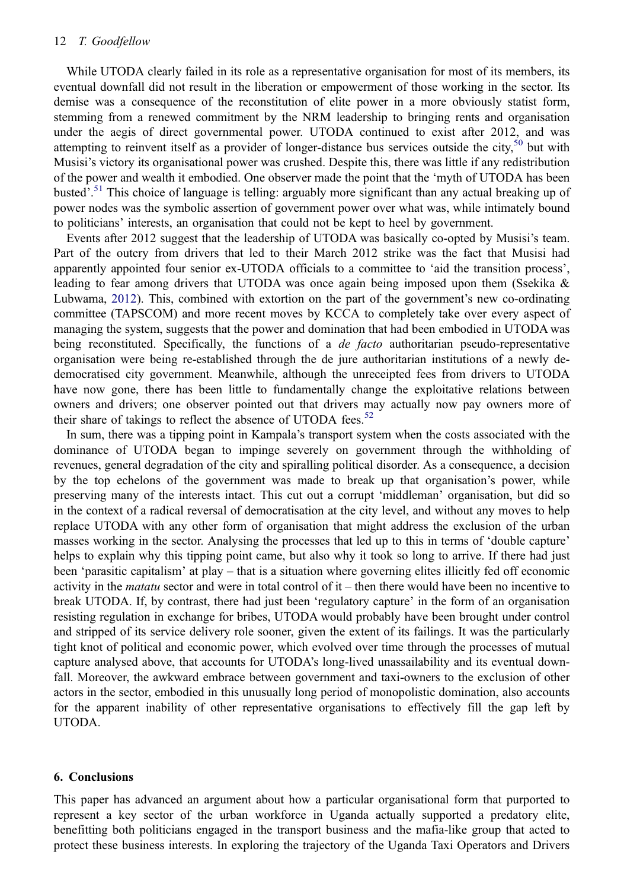While UTODA clearly failed in its role as a representative organisation for most of its members, its eventual downfall did not result in the liberation or empowerment of those working in the sector. Its demise was a consequence of the reconstitution of elite power in a more obviously statist form, stemming from a renewed commitment by the NRM leadership to bringing rents and organisation under the aegis of direct governmental power. UTODA continued to exist after 2012, and was attempting to reinvent itself as a provider of longer-distance bus services outside the city,[50] but with Musisi's victory its organisational power was crushed. Despite this, there was little if any redistribution of the power and wealth it embodied. One observer made the point that the 'myth of UTODA has been busted'.[51] This choice of language is telling: arguably more significant than any actual breaking up of power nodes was the symbolic assertion of government power over what was, while intimately bound to politicians' interests, an organisation that could not be kept to heel by government.

Events after 2012 suggest that the leadership of UTODA was basically co-opted by Musisi's team. Part of the outcry from drivers that led to their March 2012 strike was the fact that Musisi had apparently appointed four senior ex-UTODA officials to a committee to 'aid the transition process', leading to fear among drivers that UTODA was once again being imposed upon them (Ssekika & Lubwama, 2012). This, combined with extortion on the part of the government's new co-ordinating committee (TAPSCOM) and more recent moves by KCCA to completely take over every aspect of managing the system, suggests that the power and domination that had been embodied in UTODA was being reconstituted. Specifically, the functions of a *de facto* authoritarian pseudo-representative organisation were being re-established through the de jure authoritarian institutions of a newly de-democratised city government. Meanwhile, although the unreceipted fees from drivers to UTODA have now gone, there has been little to fundamentally change the exploitative relations between owners and drivers; one observer pointed out that drivers may actually now pay owners more of their share of takings to reflect the absence of UTODA fees.[52]

In sum, there was a tipping point in Kampala's transport system when the costs associated with the dominance of UTODA began to impinge severely on government through the withholding of revenues, general degradation of the city and spiralling political disorder. As a consequence, a decision by the top echelons of the government was made to break up that organisation's power, while preserving many of the interests intact. This cut out a corrupt 'middleman' organisation, but did so in the context of a radical reversal of democratisation at the city level, and without any moves to help replace UTODA with any other form of organisation that might address the exclusion of the urban masses working in the sector. Analysing the processes that led up to this in terms of 'double capture' helps to explain why this tipping point came, but also why it took so long to arrive. If there had just been 'parasitic capitalism' at play – that is a situation where governing elites illicitly fed off economic activity in the *matatu* sector and were in total control of it – then there would have been no incentive to break UTODA. If, by contrast, there had just been 'regulatory capture' in the form of an organisation resisting regulation in exchange for bribes, UTODA would probably have been brought under control and stripped of its service delivery role sooner, given the extent of its failings. It was the particularly tight knot of political and economic power, which evolved over time through the processes of mutual capture analysed above, that accounts for UTODA's long-lived unassailability and its eventual downfall. Moreover, the awkward embrace between government and taxi-owners to the exclusion of other actors in the sector, embodied in this unusually long period of monopolistic domination, also accounts for the apparent inability of other representative organisations to effectively fill the gap left by UTODA.

## 6. Conclusions

This paper has advanced an argument about how a particular organisational form that purported to represent a key sector of the urban workforce in Uganda actually supported a predatory elite, benefitting both politicians engaged in the transport business and the mafia-like group that acted to protect these business interests. In exploring the trajectory of the Uganda Taxi Operators and Drivers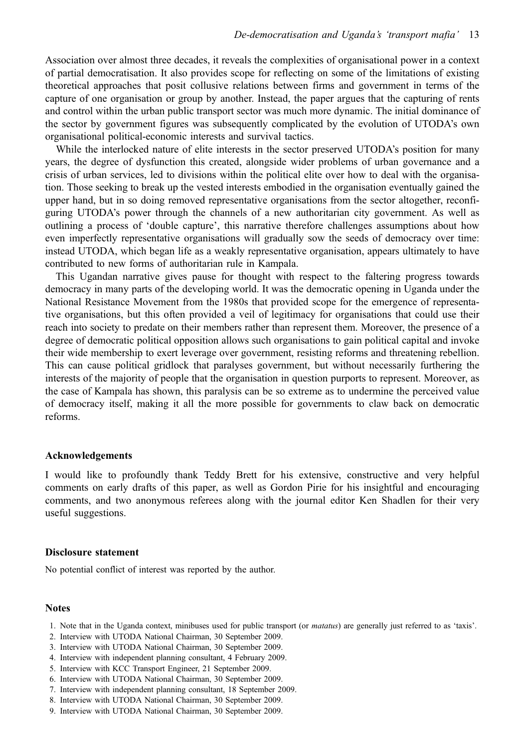Association over almost three decades, it reveals the complexities of organisational power in a context of partial democratisation. It also provides scope for reflecting on some of the limitations of existing theoretical approaches that posit collusive relations between firms and government in terms of the capture of one organisation or group by another. Instead, the paper argues that the capturing of rents and control within the urban public transport sector was much more dynamic. The initial dominance of the sector by government figures was subsequently complicated by the evolution of UTODA's own organisational political-economic interests and survival tactics.

While the interlocked nature of elite interests in the sector preserved UTODA's position for many years, the degree of dysfunction this created, alongside wider problems of urban governance and a crisis of urban services, led to divisions within the political elite over how to deal with the organisation. Those seeking to break up the vested interests embodied in the organisation eventually gained the upper hand, but in so doing removed representative organisations from the sector altogether, reconfiguring UTODA's power through the channels of a new authoritarian city government. As well as outlining a process of 'double capture', this narrative therefore challenges assumptions about how even imperfectly representative organisations will gradually sow the seeds of democracy over time: instead UTODA, which began life as a weakly representative organisation, appears ultimately to have contributed to new forms of authoritarian rule in Kampala.

This Ugandan narrative gives pause for thought with respect to the faltering progress towards democracy in many parts of the developing world. It was the democratic opening in Uganda under the National Resistance Movement from the 1980s that provided scope for the emergence of representative organisations, but this often provided a veil of legitimacy for organisations that could use their reach into society to predate on their members rather than represent them. Moreover, the presence of a degree of democratic political opposition allows such organisations to gain political capital and invoke their wide membership to exert leverage over government, resisting reforms and threatening rebellion. This can cause political gridlock that paralyses government, but without necessarily furthering the interests of the majority of people that the organisation in question purports to represent. Moreover, as the case of Kampala has shown, this paralysis can be so extreme as to undermine the perceived value of democracy itself, making it all the more possible for governments to claw back on democratic reforms.

### Acknowledgements

I would like to profoundly thank Teddy Brett for his extensive, constructive and very helpful comments on early drafts of this paper, as well as Gordon Pirie for his insightful and encouraging comments, and two anonymous referees along with the journal editor Ken Shadlen for their very useful suggestions.

### Disclosure statement

No potential conflict of interest was reported by the author.

### Notes

1. Note that in the Uganda context, minibuses used for public transport (or *matatus*) are generally just referred to as 'taxis'.
2. Interview with UTODA National Chairman, 30 September 2009.
3. Interview with UTODA National Chairman, 30 September 2009.
4. Interview with independent planning consultant, 4 February 2009.
5. Interview with KCC Transport Engineer, 21 September 2009.
6. Interview with UTODA National Chairman, 30 September 2009.
7. Interview with independent planning consultant, 18 September 2009.
8. Interview with UTODA National Chairman, 30 September 2009.
9. Interview with UTODA National Chairman, 30 September 2009.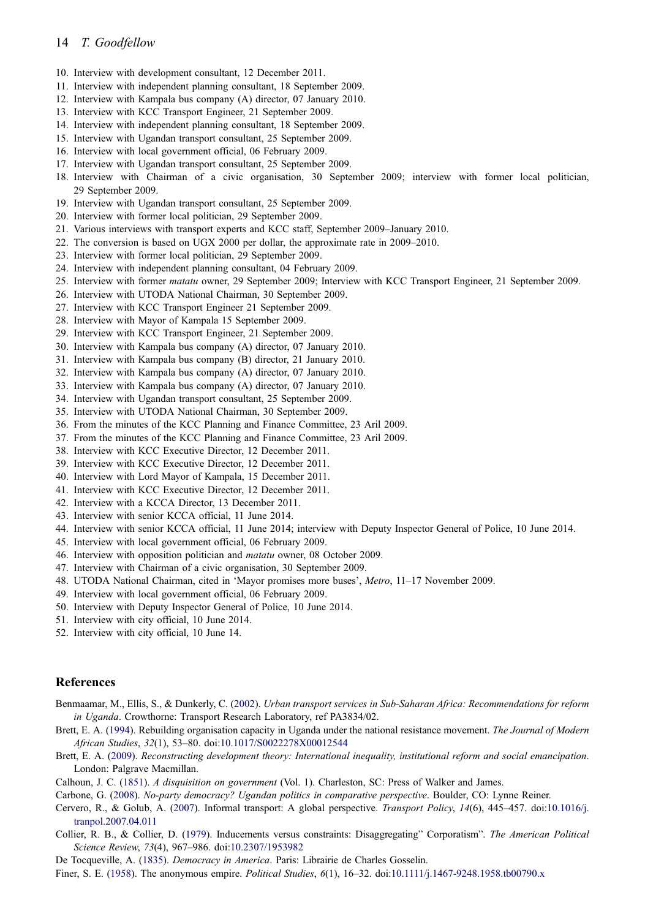10. Interview with development consultant, 12 December 2011.
11. Interview with independent planning consultant, 18 September 2009.
12. Interview with Kampala bus company (A) director, 07 January 2010.
13. Interview with KCC Transport Engineer, 21 September 2009.
14. Interview with independent planning consultant, 18 September 2009.
15. Interview with Ugandan transport consultant, 25 September 2009.
16. Interview with local government official, 06 February 2009.
17. Interview with Ugandan transport consultant, 25 September 2009.
18. Interview with Chairman of a civic organisation, 30 September 2009; interview with former local politician, 29 September 2009.
19. Interview with Ugandan transport consultant, 25 September 2009.
20. Interview with former local politician, 29 September 2009.
21. Various interviews with transport experts and KCC staff, September 2009–January 2010.
22. The conversion is based on UGX 2000 per dollar, the approximate rate in 2009–2010.
23. Interview with former local politician, 29 September 2009.
24. Interview with independent planning consultant, 04 February 2009.
25. Interview with former *matatu* owner, 29 September 2009; Interview with KCC Transport Engineer, 21 September 2009.
26. Interview with UTODA National Chairman, 30 September 2009.
27. Interview with KCC Transport Engineer 21 September 2009.
28. Interview with Mayor of Kampala 15 September 2009.
29. Interview with KCC Transport Engineer, 21 September 2009.
30. Interview with Kampala bus company (A) director, 07 January 2010.
31. Interview with Kampala bus company (B) director, 21 January 2010.
32. Interview with Kampala bus company (A) director, 07 January 2010.
33. Interview with Kampala bus company (A) director, 07 January 2010.
34. Interview with Ugandan transport consultant, 25 September 2009.
35. Interview with UTODA National Chairman, 30 September 2009.
36. From the minutes of the KCC Planning and Finance Committee, 23 Aril 2009.
37. From the minutes of the KCC Planning and Finance Committee, 23 Aril 2009.
38. Interview with KCC Executive Director, 12 December 2011.
39. Interview with KCC Executive Director, 12 December 2011.
40. Interview with Lord Mayor of Kampala, 15 December 2011.
41. Interview with KCC Executive Director, 12 December 2011.
42. Interview with a KCCA Director, 13 December 2011.
43. Interview with senior KCCA official, 11 June 2014.
44. Interview with senior KCCA official, 11 June 2014; interview with Deputy Inspector General of Police, 10 June 2014.
45. Interview with local government official, 06 February 2009.
46. Interview with opposition politician and *matatu* owner, 08 October 2009.
47. Interview with Chairman of a civic organisation, 30 September 2009.
48. UTODA National Chairman, cited in 'Mayor promises more buses', *Metro*, 11–17 November 2009.
49. Interview with local government official, 06 February 2009.
50. Interview with Deputy Inspector General of Police, 10 June 2014.
51. Interview with city official, 10 June 2014.
52. Interview with city official, 10 June 14.

## References

Benmaamar, M., Ellis, S., & Dunkerly, C. (2002). *Urban transport services in Sub-Saharan Africa: Recommendations for reform in Uganda*. Crowthorne: Transport Research Laboratory, ref PA3834/02.

Brett, E. A. (1994). Rebuilding organisation capacity in Uganda under the national resistance movement. *The Journal of Modern African Studies*, *32*(1), 53–80. doi:10.1017/S0022278X00012544

Brett, E. A. (2009). *Reconstructing development theory: International inequality, institutional reform and social emancipation*. London: Palgrave Macmillan.

Calhoun, J. C. (1851). *A disquisition on government* (Vol. 1). Charleston, SC: Press of Walker and James.

Carbone, G. (2008). *No-party democracy? Ugandan politics in comparative perspective*. Boulder, CO: Lynne Reiner.

Cervero, R., & Golub, A. (2007). Informal transport: A global perspective. *Transport Policy*, *14*(6), 445–457. doi:10.1016/j.tranpol.2007.04.011

Collier, R. B., & Collier, D. (1979). Inducements versus constraints: Disaggregating" Corporatism". *The American Political Science Review*, *73*(4), 967–986. doi:10.2307/1953982

De Tocqueville, A. (1835). *Democracy in America*. Paris: Librairie de Charles Gosselin.

Finer, S. E. (1958). The anonymous empire. *Political Studies*, *6*(1), 16–32. doi:10.1111/j.1467-9248.1958.tb00790.x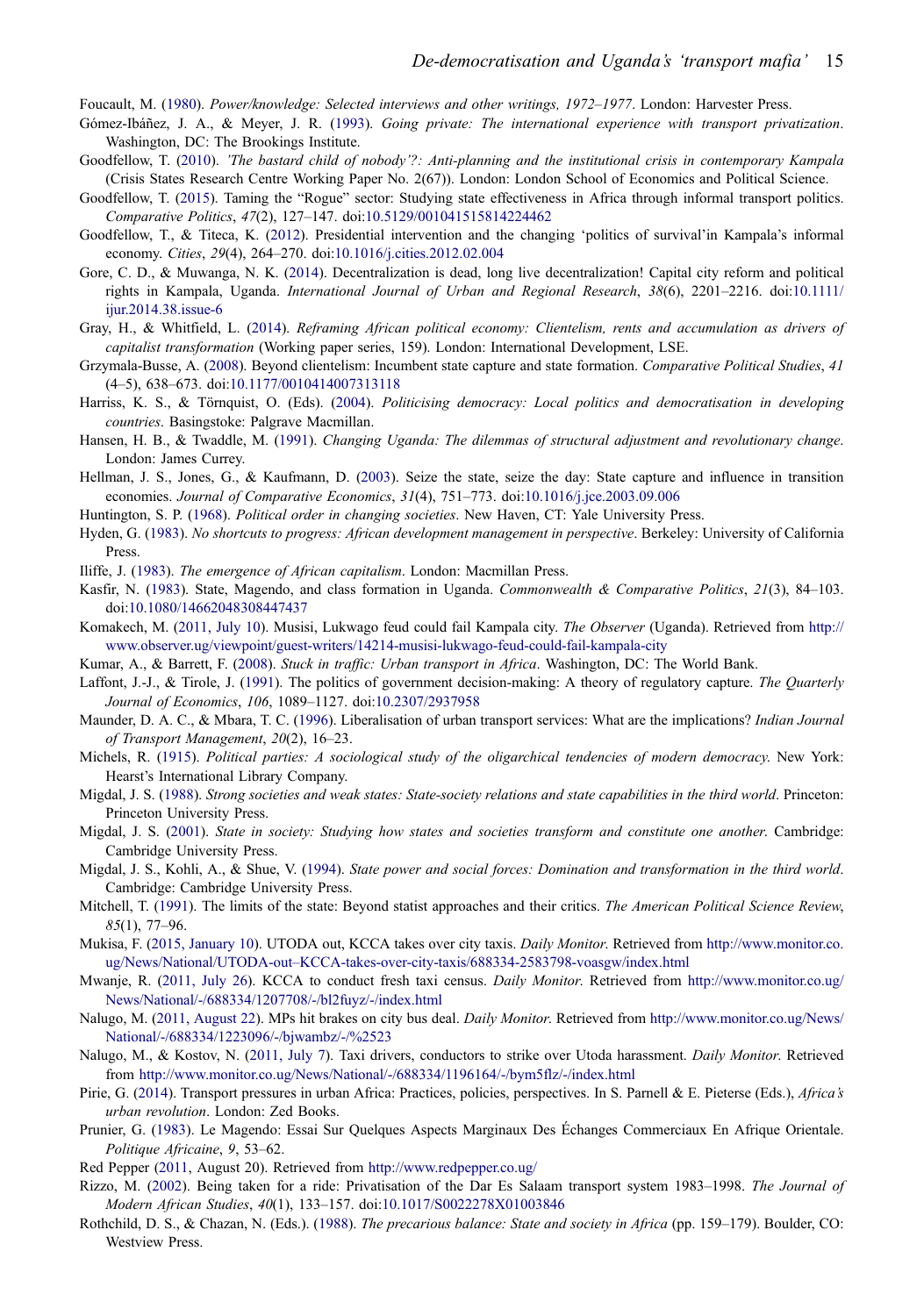Foucault, M. (1980). *Power/knowledge: Selected interviews and other writings, 1972–1977*. London: Harvester Press.

Gómez-Ibáñez, J. A., & Meyer, J. R. (1993). *Going private: The international experience with transport privatization*. Washington, DC: The Brookings Institute.

Goodfellow, T. (2010). *'The bastard child of nobody'?: Anti-planning and the institutional crisis in contemporary Kampala* (Crisis States Research Centre Working Paper No. 2(67)). London: London School of Economics and Political Science.

Goodfellow, T. (2015). Taming the "Rogue" sector: Studying state effectiveness in Africa through informal transport politics. *Comparative Politics*, *47*(2), 127–147. doi:10.5129/001041515814224462

Goodfellow, T., & Titeca, K. (2012). Presidential intervention and the changing 'politics of survival'in Kampala's informal economy. *Cities*, *29*(4), 264–270. doi:10.1016/j.cities.2012.02.004

Gore, C. D., & Muwanga, N. K. (2014). Decentralization is dead, long live decentralization! Capital city reform and political rights in Kampala, Uganda. *International Journal of Urban and Regional Research*, *38*(6), 2201–2216. doi:10.1111/ijur.2014.38.issue-6

Gray, H., & Whitfield, L. (2014). *Reframing African political economy: Clientelism, rents and accumulation as drivers of capitalist transformation* (Working paper series, 159). London: International Development, LSE.

Grzymala-Busse, A. (2008). Beyond clientelism: Incumbent state capture and state formation. *Comparative Political Studies*, *41* (4–5), 638–673. doi:10.1177/0010414007313118

Harriss, K. S., & Törnquist, O. (Eds). (2004). *Politicising democracy: Local politics and democratisation in developing countries*. Basingstoke: Palgrave Macmillan.

Hansen, H. B., & Twaddle, M. (1991). *Changing Uganda: The dilemmas of structural adjustment and revolutionary change*. London: James Currey.

Hellman, J. S., Jones, G., & Kaufmann, D. (2003). Seize the state, seize the day: State capture and influence in transition economies. *Journal of Comparative Economics*, *31*(4), 751–773. doi:10.1016/j.jce.2003.09.006

Huntington, S. P. (1968). *Political order in changing societies*. New Haven, CT: Yale University Press.

Hyden, G. (1983). *No shortcuts to progress: African development management in perspective*. Berkeley: University of California Press.

Iliffe, J. (1983). *The emergence of African capitalism*. London: Macmillan Press.

Kasfir, N. (1983). State, Magendo, and class formation in Uganda. *Commonwealth & Comparative Politics*, *21*(3), 84–103. doi:10.1080/14662048308447437

Komakech, M. (2011, July 10). Musisi, Lukwago feud could fail Kampala city. *The Observer* (Uganda). Retrieved from http://www.observer.ug/viewpoint/guest-writers/14214-musisi-lukwago-feud-could-fail-kampala-city

Kumar, A., & Barrett, F. (2008). *Stuck in traffic: Urban transport in Africa*. Washington, DC: The World Bank.

Laffont, J.-J., & Tirole, J. (1991). The politics of government decision-making: A theory of regulatory capture. *The Quarterly Journal of Economics*, *106*, 1089–1127. doi:10.2307/2937958

Maunder, D. A. C., & Mbara, T. C. (1996). Liberalisation of urban transport services: What are the implications? *Indian Journal of Transport Management*, *20*(2), 16–23.

Michels, R. (1915). *Political parties: A sociological study of the oligarchical tendencies of modern democracy*. New York: Hearst's International Library Company.

Migdal, J. S. (1988). *Strong societies and weak states: State-society relations and state capabilities in the third world*. Princeton: Princeton University Press.

Migdal, J. S. (2001). *State in society: Studying how states and societies transform and constitute one another*. Cambridge: Cambridge University Press.

Migdal, J. S., Kohli, A., & Shue, V. (1994). *State power and social forces: Domination and transformation in the third world*. Cambridge: Cambridge University Press.

Mitchell, T. (1991). The limits of the state: Beyond statist approaches and their critics. *The American Political Science Review*, *85*(1), 77–96.

Mukisa, F. (2015, January 10). UTODA out, KCCA takes over city taxis. *Daily Monitor*. Retrieved from http://www.monitor.co.ug/News/National/UTODA-out–KCCA-takes-over-city-taxis/688334-2583798-voasgw/index.html

Mwanje, R. (2011, July 26). KCCA to conduct fresh taxi census. *Daily Monitor*. Retrieved from http://www.monitor.co.ug/News/National/-/688334/1207708/-/bl2fuyz/-/index.html

Nalugo, M. (2011, August 22). MPs hit brakes on city bus deal. *Daily Monitor*. Retrieved from http://www.monitor.co.ug/News/National/-/688334/1223096/-/bjwambz/-/%2523

Nalugo, M., & Kostov, N. (2011, July 7). Taxi drivers, conductors to strike over Utoda harassment. *Daily Monitor*. Retrieved from http://www.monitor.co.ug/News/National/-/688334/1196164/-/bym5flz/-/index.html

Pirie, G. (2014). Transport pressures in urban Africa: Practices, policies, perspectives. In S. Parnell & E. Pieterse (Eds.), *Africa's urban revolution*. London: Zed Books.

Prunier, G. (1983). Le Magendo: Essai Sur Quelques Aspects Marginaux Des Échanges Commerciaux En Afrique Orientale. *Politique Africaine*, *9*, 53–62.

Red Pepper (2011, August 20). Retrieved from http://www.redpepper.co.ug/

Rizzo, M. (2002). Being taken for a ride: Privatisation of the Dar Es Salaam transport system 1983–1998. *The Journal of Modern African Studies*, *40*(1), 133–157. doi:10.1017/S0022278X01003846

Rothchild, D. S., & Chazan, N. (Eds.). (1988). *The precarious balance: State and society in Africa* (pp. 159–179). Boulder, CO: Westview Press.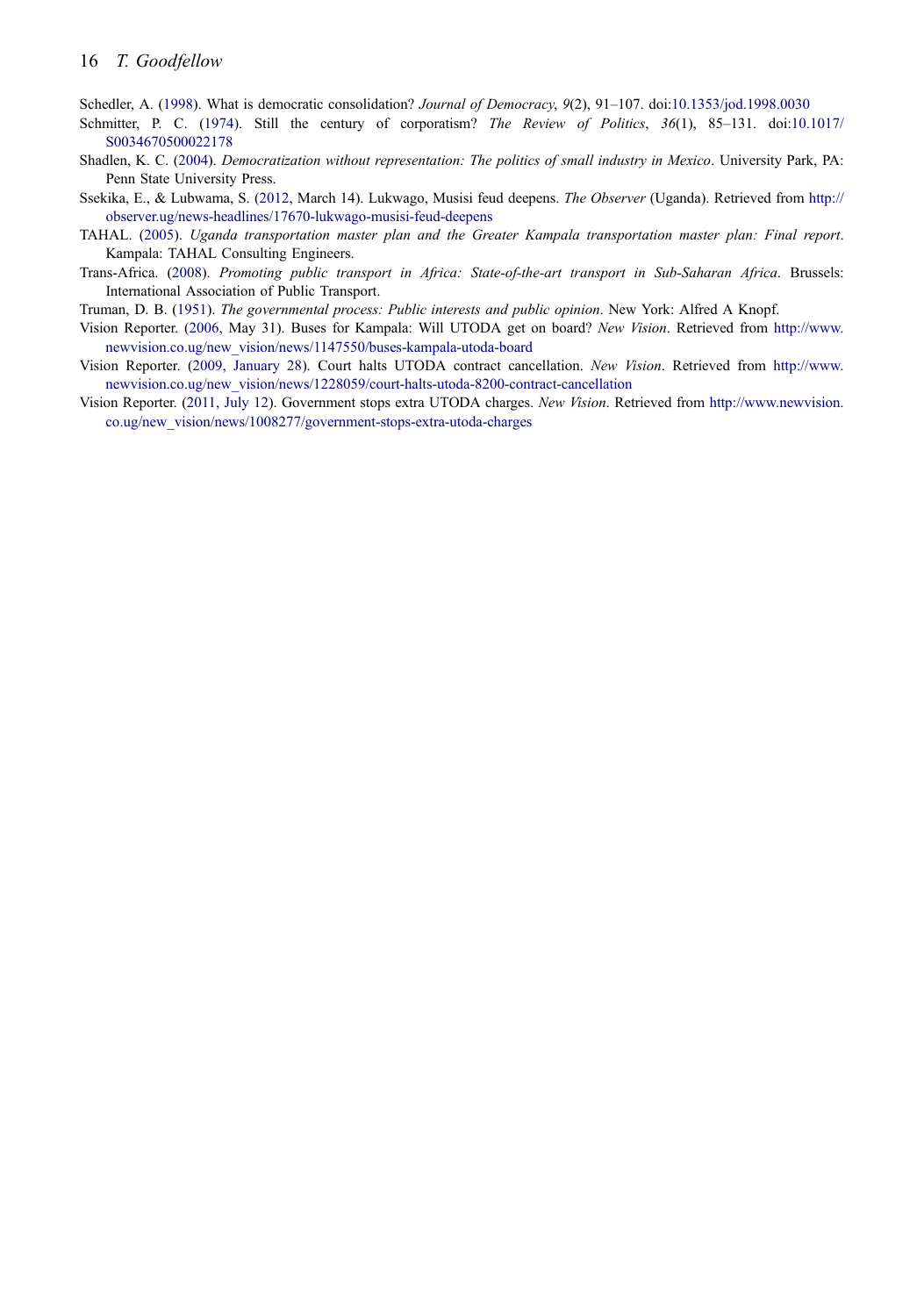Schedler, A. (1998). What is democratic consolidation? *Journal of Democracy*, *9*(2), 91–107. doi:10.1353/jod.1998.0030

Schmitter, P. C. (1974). Still the century of corporatism? *The Review of Politics*, *36*(1), 85–131. doi:10.1017/S0034670500022178

Shadlen, K. C. (2004). *Democratization without representation: The politics of small industry in Mexico*. University Park, PA: Penn State University Press.

Ssekika, E., & Lubwama, S. (2012, March 14). Lukwago, Musisi feud deepens. *The Observer* (Uganda). Retrieved from http://observer.ug/news-headlines/17670-lukwago-musisi-feud-deepens

TAHAL. (2005). *Uganda transportation master plan and the Greater Kampala transportation master plan: Final report*. Kampala: TAHAL Consulting Engineers.

Trans-Africa. (2008). *Promoting public transport in Africa: State-of-the-art transport in Sub-Saharan Africa*. Brussels: International Association of Public Transport.

Truman, D. B. (1951). *The governmental process: Public interests and public opinion*. New York: Alfred A Knopf.

Vision Reporter. (2006, May 31). Buses for Kampala: Will UTODA get on board? *New Vision*. Retrieved from http://www.newvision.co.ug/new_vision/news/1147550/buses-kampala-utoda-board

Vision Reporter. (2009, January 28). Court halts UTODA contract cancellation. *New Vision*. Retrieved from http://www.newvision.co.ug/new_vision/news/1228059/court-halts-utoda-8200-contract-cancellation

Vision Reporter. (2011, July 12). Government stops extra UTODA charges. *New Vision*. Retrieved from http://www.newvision.co.ug/new_vision/news/1008277/government-stops-extra-utoda-charges